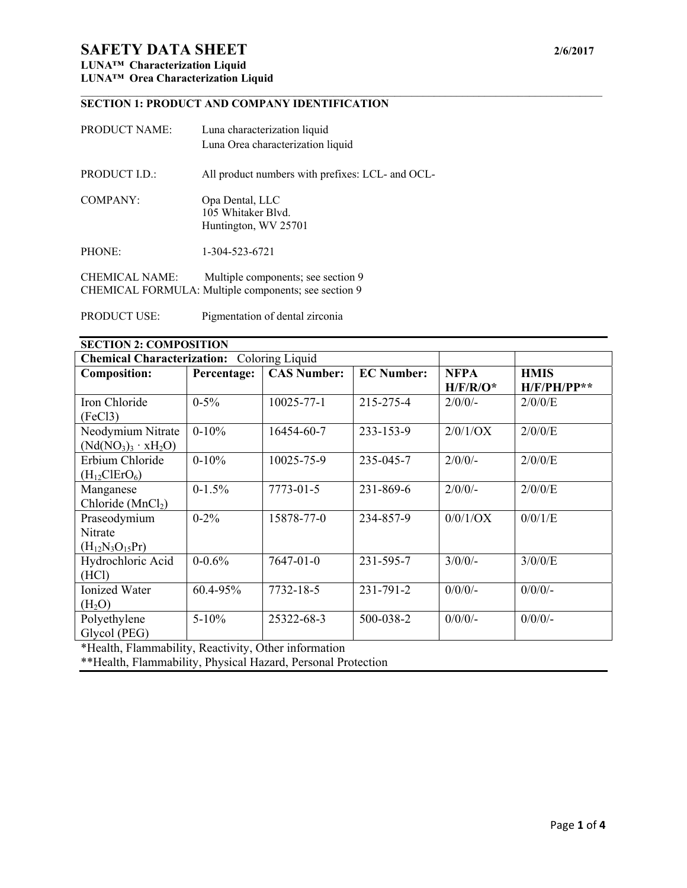# SAFETY DATA SHEET

2/6/2017

**LUNA™ Characterization Liquid**
**LUNA™ Orea Characterization Liquid**

## SECTION 1: PRODUCT AND COMPANY IDENTIFICATION

PRODUCT NAME: Luna characterization liquid
Luna Orea characterization liquid

PRODUCT I.D.: All product numbers with prefixes: LCL- and OCL-

COMPANY: Opa Dental, LLC
105 Whitaker Blvd.
Huntington, WV 25701

PHONE: 1-304-523-6721

CHEMICAL NAME: Multiple components; see section 9
CHEMICAL FORMULA: Multiple components; see section 9

PRODUCT USE: Pigmentation of dental zirconia

## SECTION 2: COMPOSITION

| **Chemical Characterization:** Coloring Liquid | | | | | |
|---|---|---|---|---|---|
| **Composition:** | **Percentage:** | **CAS Number:** | **EC Number:** | **NFPA H/F/R/O*** | **HMIS H/F/PH/PP**** |
| Iron Chloride (FeCl3) | 0-5% | 10025-77-1 | 215-275-4 | 2/0/0/- | 2/0/0/E |
| Neodymium Nitrate ($Nd(NO_3)_3 \cdot xH_2O$) | 0-10% | 16454-60-7 | 233-153-9 | 2/0/1/OX | 2/0/0/E |
| Erbium Chloride ($H_{12}ClErO_6$) | 0-10% | 10025-75-9 | 235-045-7 | 2/0/0/- | 2/0/0/E |
| Manganese Chloride ($MnCl_2$) | 0-1.5% | 7773-01-5 | 231-869-6 | 2/0/0/- | 2/0/0/E |
| Praseodymium Nitrate ($H_{12}N_3O_{15}Pr$) | 0-2% | 15878-77-0 | 234-857-9 | 0/0/1/OX | 0/0/1/E |
| Hydrochloric Acid (HCl) | 0-0.6% | 7647-01-0 | 231-595-7 | 3/0/0/- | 3/0/0/E |
| Ionized Water ($H_2O$) | 60.4-95% | 7732-18-5 | 231-791-2 | 0/0/0/- | 0/0/0/- |
| Polyethylene Glycol (PEG) | 5-10% | 25322-68-3 | 500-038-2 | 0/0/0/- | 0/0/0/- |

*Health, Flammability, Reactivity, Other information
**Health, Flammability, Physical Hazard, Personal Protection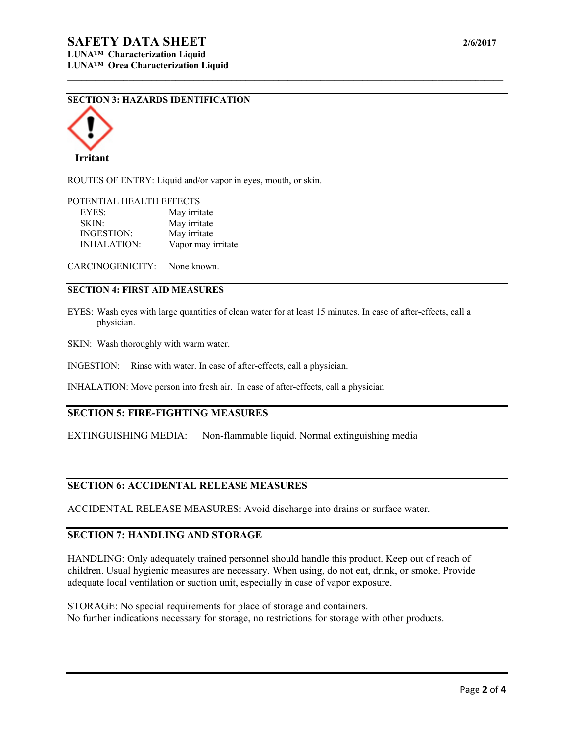## SECTION 3: HAZARDS IDENTIFICATION

**Irritant**

ROUTES OF ENTRY: Liquid and/or vapor in eyes, mouth, or skin.

POTENTIAL HEALTH EFFECTS

| | |
|---|---|
| EYES: | May irritate |
| SKIN: | May irritate |
| INGESTION: | May irritate |
| INHALATION: | Vapor may irritate |

CARCINOGENICITY: None known.

## SECTION 4: FIRST AID MEASURES

EYES: Wash eyes with large quantities of clean water for at least 15 minutes. In case of after-effects, call a physician.

SKIN: Wash thoroughly with warm water.

INGESTION: Rinse with water. In case of after-effects, call a physician.

INHALATION: Move person into fresh air. In case of after-effects, call a physician

## SECTION 5: FIRE-FIGHTING MEASURES

EXTINGUISHING MEDIA: Non-flammable liquid. Normal extinguishing media

## SECTION 6: ACCIDENTAL RELEASE MEASURES

ACCIDENTAL RELEASE MEASURES: Avoid discharge into drains or surface water.

## SECTION 7: HANDLING AND STORAGE

HANDLING: Only adequately trained personnel should handle this product. Keep out of reach of children. Usual hygienic measures are necessary. When using, do not eat, drink, or smoke. Provide adequate local ventilation or suction unit, especially in case of vapor exposure.

STORAGE: No special requirements for place of storage and containers.
No further indications necessary for storage, no restrictions for storage with other products.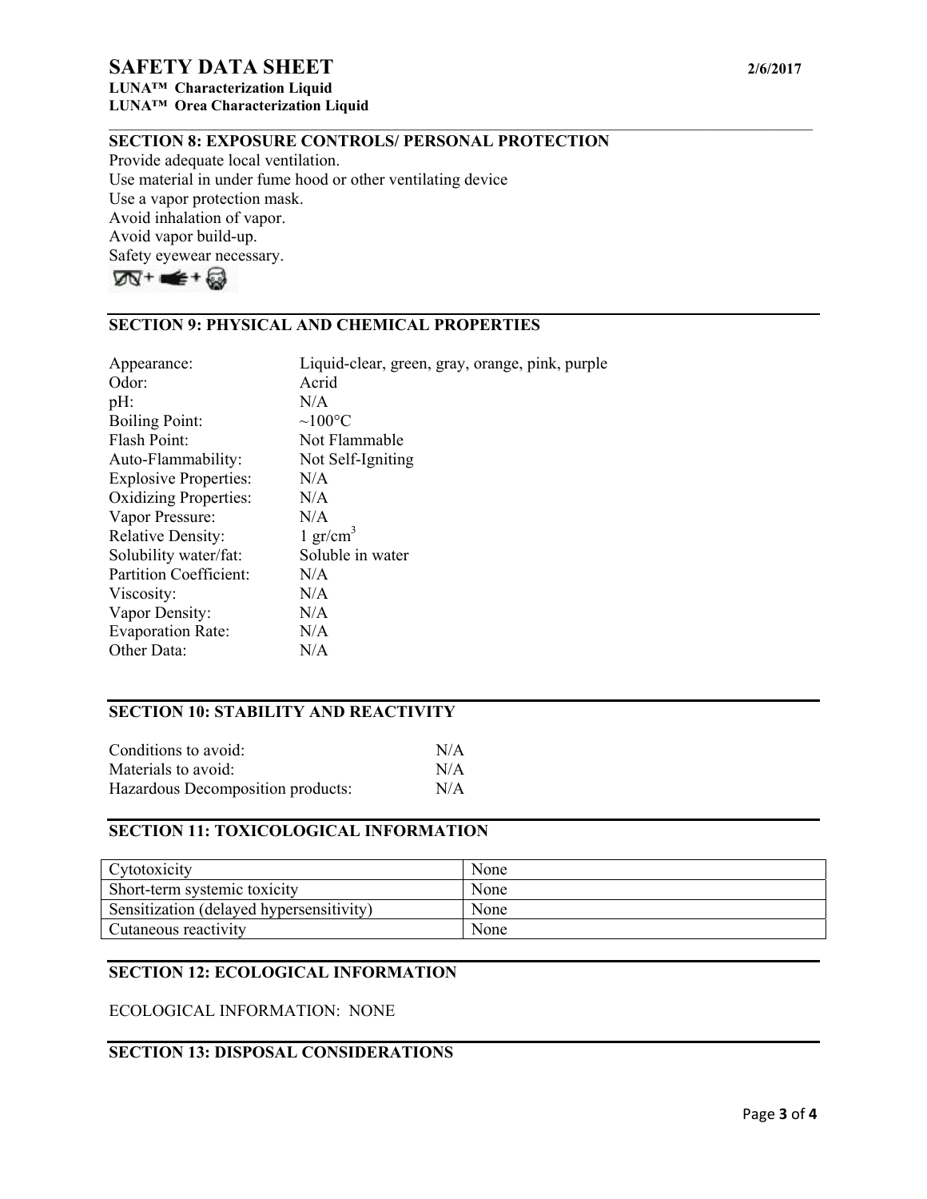## SECTION 8: EXPOSURE CONTROLS/ PERSONAL PROTECTION

Provide adequate local ventilation.
Use material in under fume hood or other ventilating device
Use a vapor protection mask.
Avoid inhalation of vapor.
Avoid vapor build-up.
Safety eyewear necessary.

## SECTION 9: PHYSICAL AND CHEMICAL PROPERTIES

| | |
|---|---|
| Appearance: | Liquid-clear, green, gray, orange, pink, purple |
| Odor: | Acrid |
| pH: | N/A |
| Boiling Point: | ~100°C |
| Flash Point: | Not Flammable |
| Auto-Flammability: | Not Self-Igniting |
| Explosive Properties: | N/A |
| Oxidizing Properties: | N/A |
| Vapor Pressure: | N/A |
| Relative Density: | 1 $gr/cm^3$ |
| Solubility water/fat: | Soluble in water |
| Partition Coefficient: | N/A |
| Viscosity: | N/A |
| Vapor Density: | N/A |
| Evaporation Rate: | N/A |
| Other Data: | N/A |

## SECTION 10: STABILITY AND REACTIVITY

| | |
|---|---|
| Conditions to avoid: | N/A |
| Materials to avoid: | N/A |
| Hazardous Decomposition products: | N/A |

## SECTION 11: TOXICOLOGICAL INFORMATION

| | |
|---|---|
| Cytotoxicity | None |
| Short-term systemic toxicity | None |
| Sensitization (delayed hypersensitivity) | None |
| Cutaneous reactivity | None |

## SECTION 12: ECOLOGICAL INFORMATION

ECOLOGICAL INFORMATION: NONE

## SECTION 13: DISPOSAL CONSIDERATIONS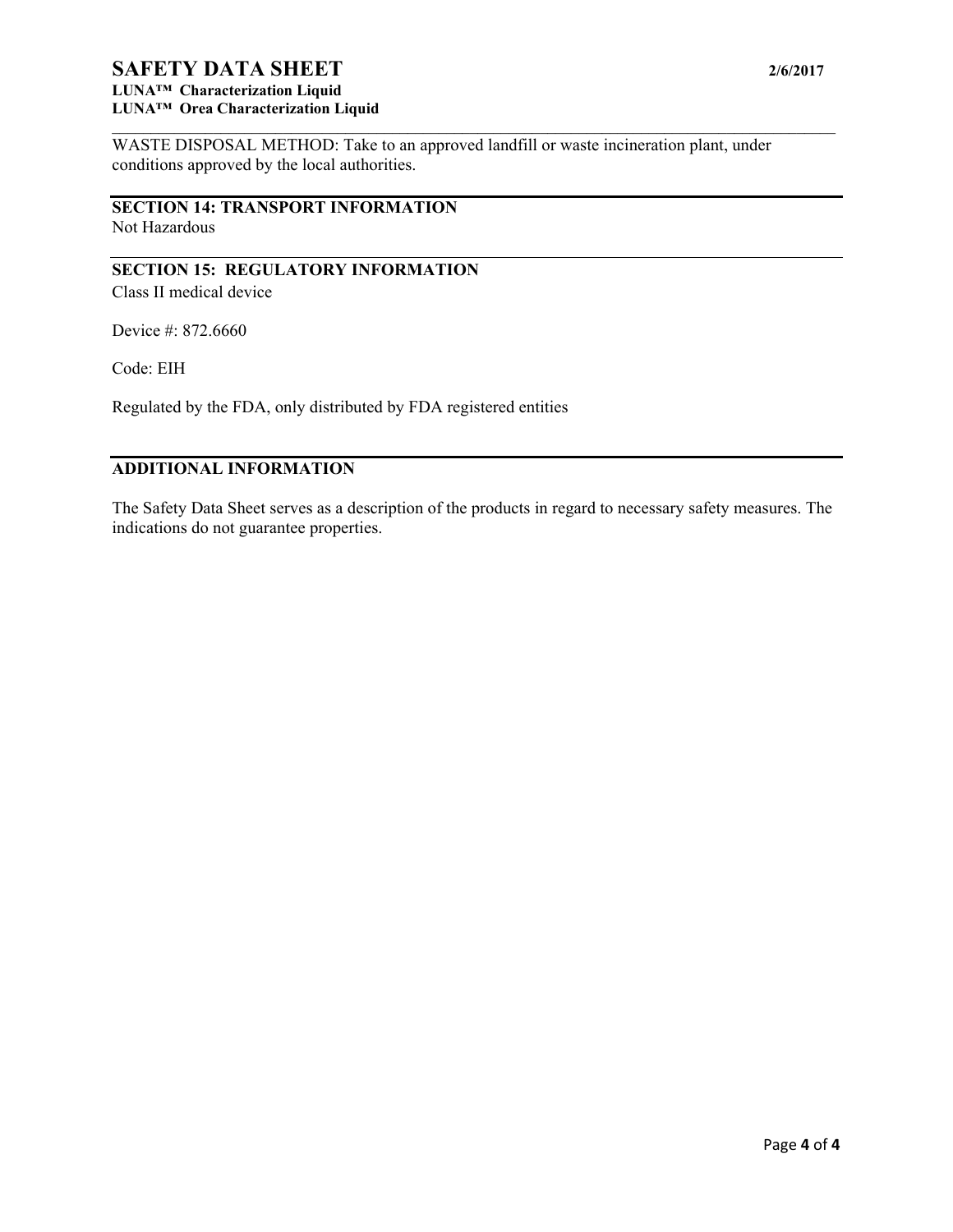WASTE DISPOSAL METHOD: Take to an approved landfill or waste incineration plant, under conditions approved by the local authorities.

## SECTION 14: TRANSPORT INFORMATION

Not Hazardous

## SECTION 15: REGULATORY INFORMATION

Class II medical device

Device #: 872.6660

Code: EIH

Regulated by the FDA, only distributed by FDA registered entities

## ADDITIONAL INFORMATION

The Safety Data Sheet serves as a description of the products in regard to necessary safety measures. The indications do not guarantee properties.